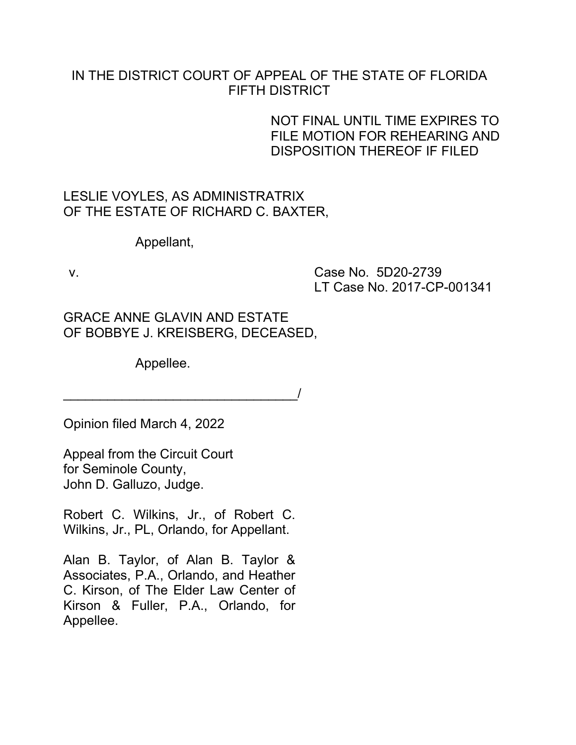IN THE DISTRICT COURT OF APPEAL OF THE STATE OF FLORIDA
FIFTH DISTRICT

NOT FINAL UNTIL TIME EXPIRES TO FILE MOTION FOR REHEARING AND DISPOSITION THEREOF IF FILED

LESLIE VOYLES, AS ADMINISTRATRIX OF THE ESTATE OF RICHARD C. BAXTER,

Appellant,

v. Case No. 5D20-2739
LT Case No. 2017-CP-001341

GRACE ANNE GLAVIN AND ESTATE OF BOBBYE J. KREISBERG, DECEASED,

Appellee.

_________________________________/

Opinion filed March 4, 2022

Appeal from the Circuit Court for Seminole County,
John D. Galluzo, Judge.

Robert C. Wilkins, Jr., of Robert C. Wilkins, Jr., PL, Orlando, for Appellant.

Alan B. Taylor, of Alan B. Taylor & Associates, P.A., Orlando, and Heather C. Kirson, of The Elder Law Center of Kirson & Fuller, P.A., Orlando, for Appellee.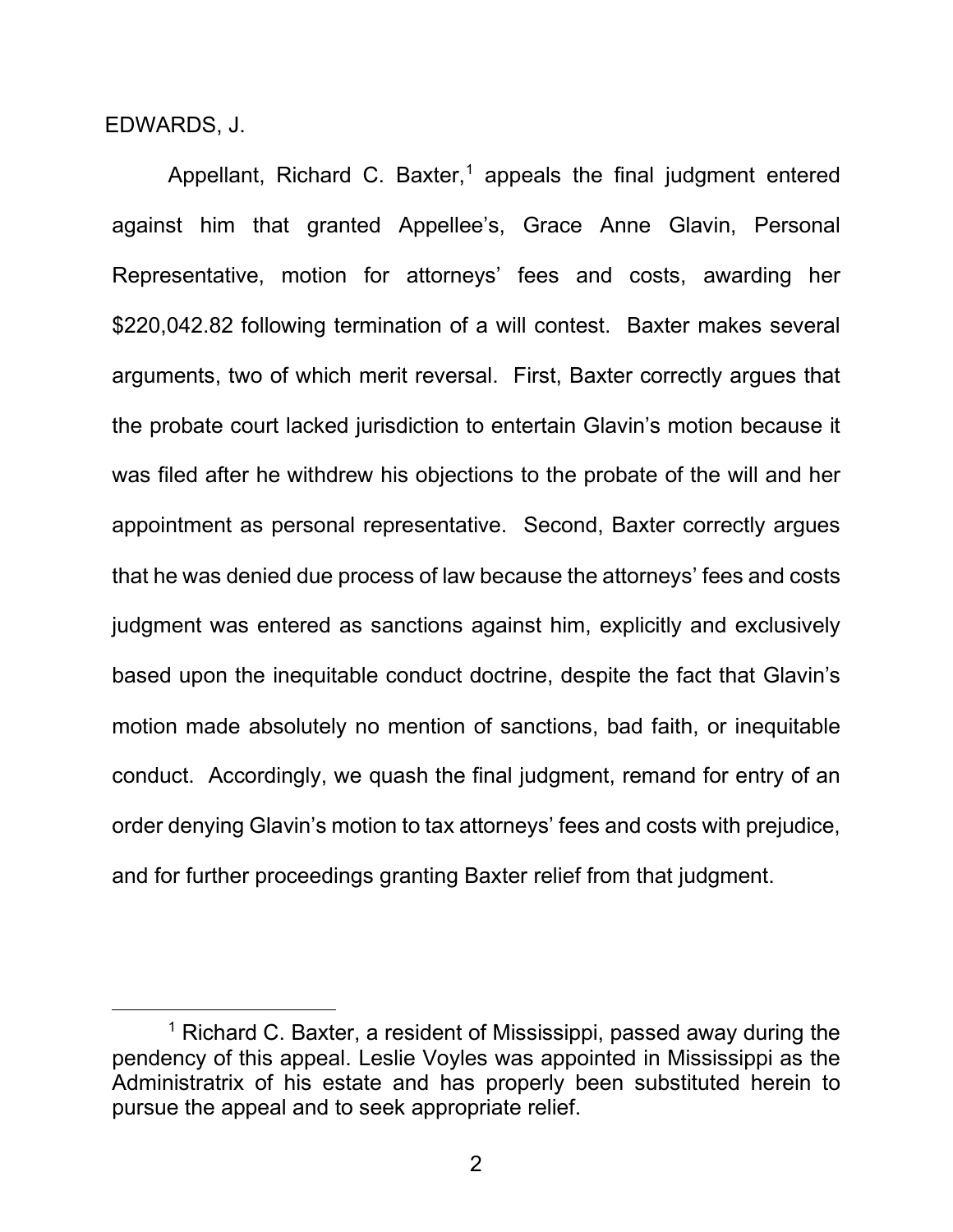EDWARDS, J.

Appellant, Richard C. Baxter,[1] appeals the final judgment entered against him that granted Appellee's, Grace Anne Glavin, Personal Representative, motion for attorneys' fees and costs, awarding her $220,042.82 following termination of a will contest. Baxter makes several arguments, two of which merit reversal. First, Baxter correctly argues that the probate court lacked jurisdiction to entertain Glavin's motion because it was filed after he withdrew his objections to the probate of the will and her appointment as personal representative. Second, Baxter correctly argues that he was denied due process of law because the attorneys' fees and costs judgment was entered as sanctions against him, explicitly and exclusively based upon the inequitable conduct doctrine, despite the fact that Glavin's motion made absolutely no mention of sanctions, bad faith, or inequitable conduct. Accordingly, we quash the final judgment, remand for entry of an order denying Glavin's motion to tax attorneys' fees and costs with prejudice, and for further proceedings granting Baxter relief from that judgment.

[1] Richard C. Baxter, a resident of Mississippi, passed away during the pendency of this appeal. Leslie Voyles was appointed in Mississippi as the Administratrix of his estate and has properly been substituted herein to pursue the appeal and to seek appropriate relief.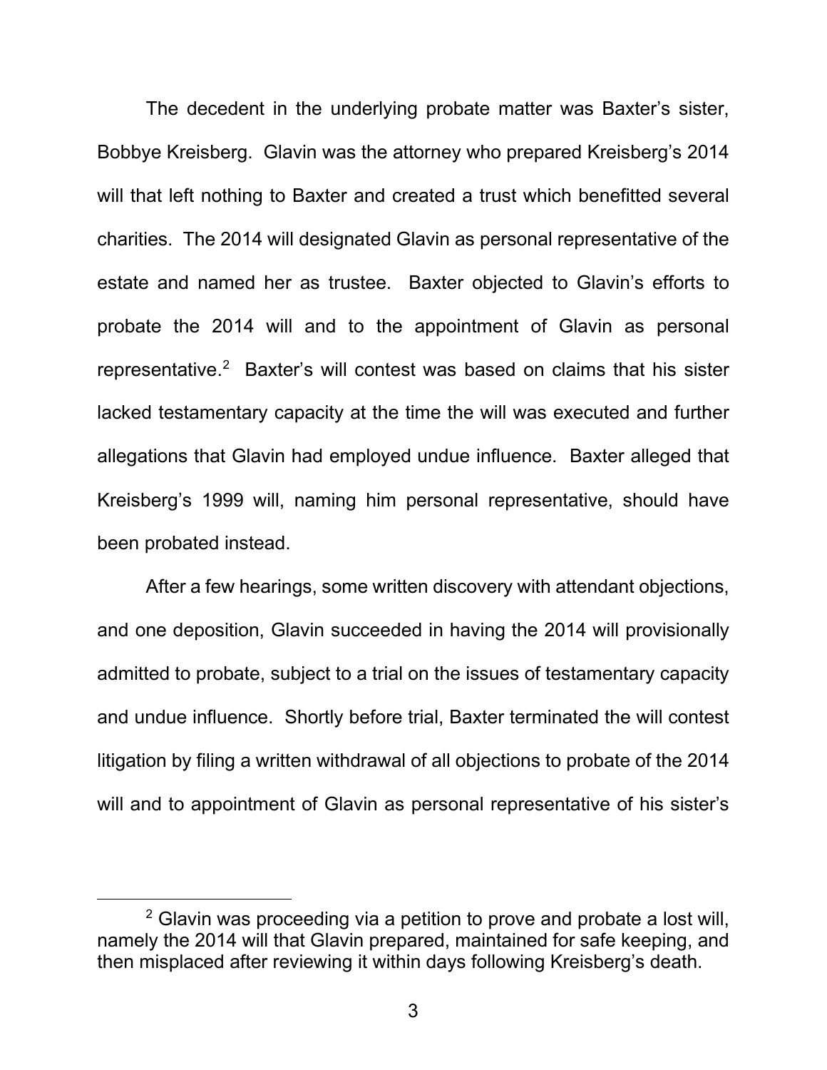The decedent in the underlying probate matter was Baxter's sister, Bobbye Kreisberg. Glavin was the attorney who prepared Kreisberg's 2014 will that left nothing to Baxter and created a trust which benefitted several charities. The 2014 will designated Glavin as personal representative of the estate and named her as trustee. Baxter objected to Glavin's efforts to probate the 2014 will and to the appointment of Glavin as personal representative.[2] Baxter's will contest was based on claims that his sister lacked testamentary capacity at the time the will was executed and further allegations that Glavin had employed undue influence. Baxter alleged that Kreisberg's 1999 will, naming him personal representative, should have been probated instead.

After a few hearings, some written discovery with attendant objections, and one deposition, Glavin succeeded in having the 2014 will provisionally admitted to probate, subject to a trial on the issues of testamentary capacity and undue influence. Shortly before trial, Baxter terminated the will contest litigation by filing a written withdrawal of all objections to probate of the 2014 will and to appointment of Glavin as personal representative of his sister's

[2] Glavin was proceeding via a petition to prove and probate a lost will, namely the 2014 will that Glavin prepared, maintained for safe keeping, and then misplaced after reviewing it within days following Kreisberg's death.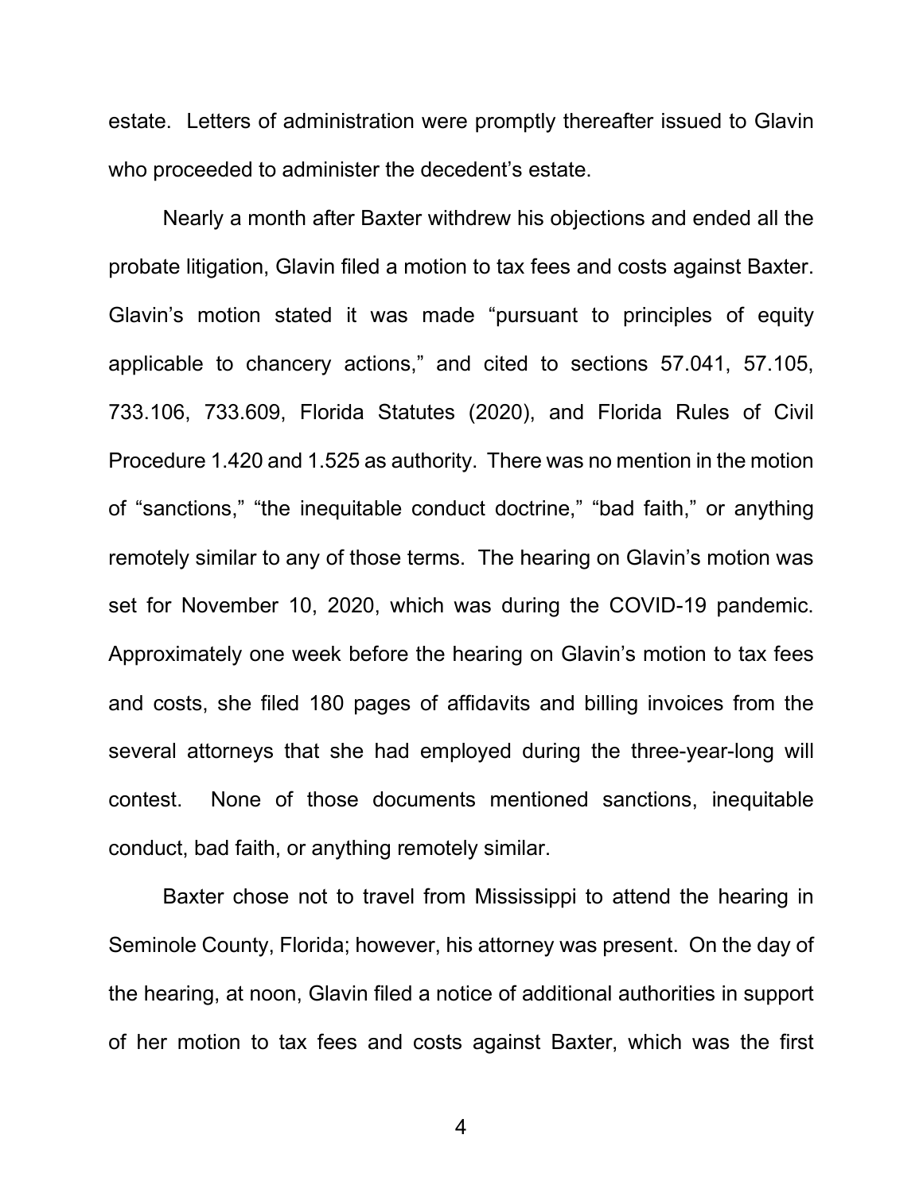estate. Letters of administration were promptly thereafter issued to Glavin who proceeded to administer the decedent's estate.

Nearly a month after Baxter withdrew his objections and ended all the probate litigation, Glavin filed a motion to tax fees and costs against Baxter. Glavin's motion stated it was made "pursuant to principles of equity applicable to chancery actions," and cited to sections 57.041, 57.105, 733.106, 733.609, Florida Statutes (2020), and Florida Rules of Civil Procedure 1.420 and 1.525 as authority. There was no mention in the motion of "sanctions," "the inequitable conduct doctrine," "bad faith," or anything remotely similar to any of those terms. The hearing on Glavin's motion was set for November 10, 2020, which was during the COVID-19 pandemic. Approximately one week before the hearing on Glavin's motion to tax fees and costs, she filed 180 pages of affidavits and billing invoices from the several attorneys that she had employed during the three-year-long will contest. None of those documents mentioned sanctions, inequitable conduct, bad faith, or anything remotely similar.

Baxter chose not to travel from Mississippi to attend the hearing in Seminole County, Florida; however, his attorney was present. On the day of the hearing, at noon, Glavin filed a notice of additional authorities in support of her motion to tax fees and costs against Baxter, which was the first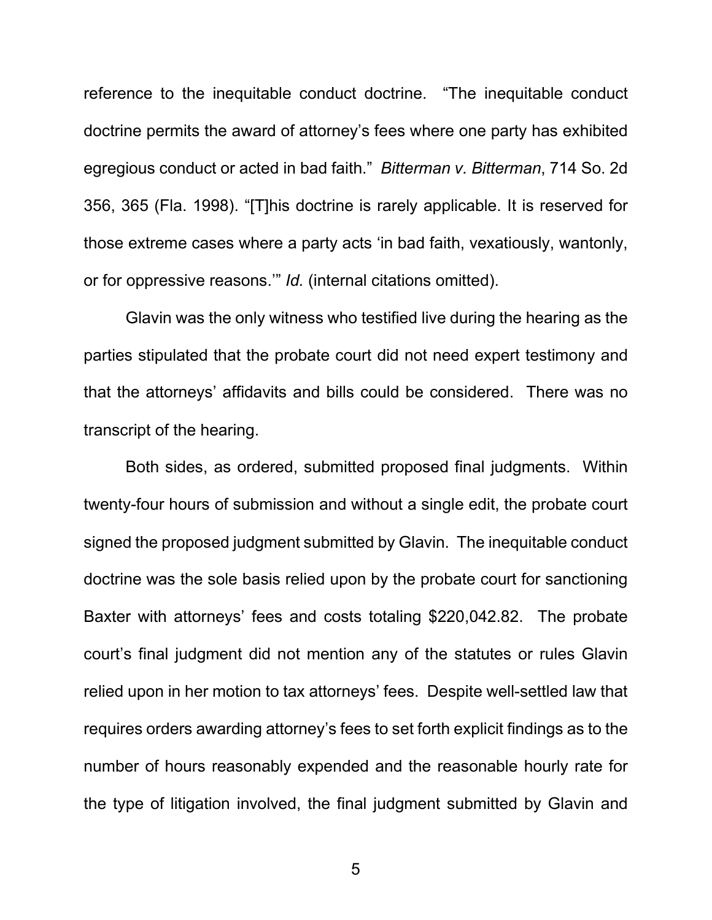reference to the inequitable conduct doctrine. "The inequitable conduct doctrine permits the award of attorney's fees where one party has exhibited egregious conduct or acted in bad faith." *Bitterman v. Bitterman*, 714 So. 2d 356, 365 (Fla. 1998). "[T]his doctrine is rarely applicable. It is reserved for those extreme cases where a party acts 'in bad faith, vexatiously, wantonly, or for oppressive reasons.'" *Id.* (internal citations omitted).

Glavin was the only witness who testified live during the hearing as the parties stipulated that the probate court did not need expert testimony and that the attorneys' affidavits and bills could be considered. There was no transcript of the hearing.

Both sides, as ordered, submitted proposed final judgments. Within twenty-four hours of submission and without a single edit, the probate court signed the proposed judgment submitted by Glavin. The inequitable conduct doctrine was the sole basis relied upon by the probate court for sanctioning Baxter with attorneys' fees and costs totaling $220,042.82. The probate court's final judgment did not mention any of the statutes or rules Glavin relied upon in her motion to tax attorneys' fees. Despite well-settled law that requires orders awarding attorney's fees to set forth explicit findings as to the number of hours reasonably expended and the reasonable hourly rate for the type of litigation involved, the final judgment submitted by Glavin and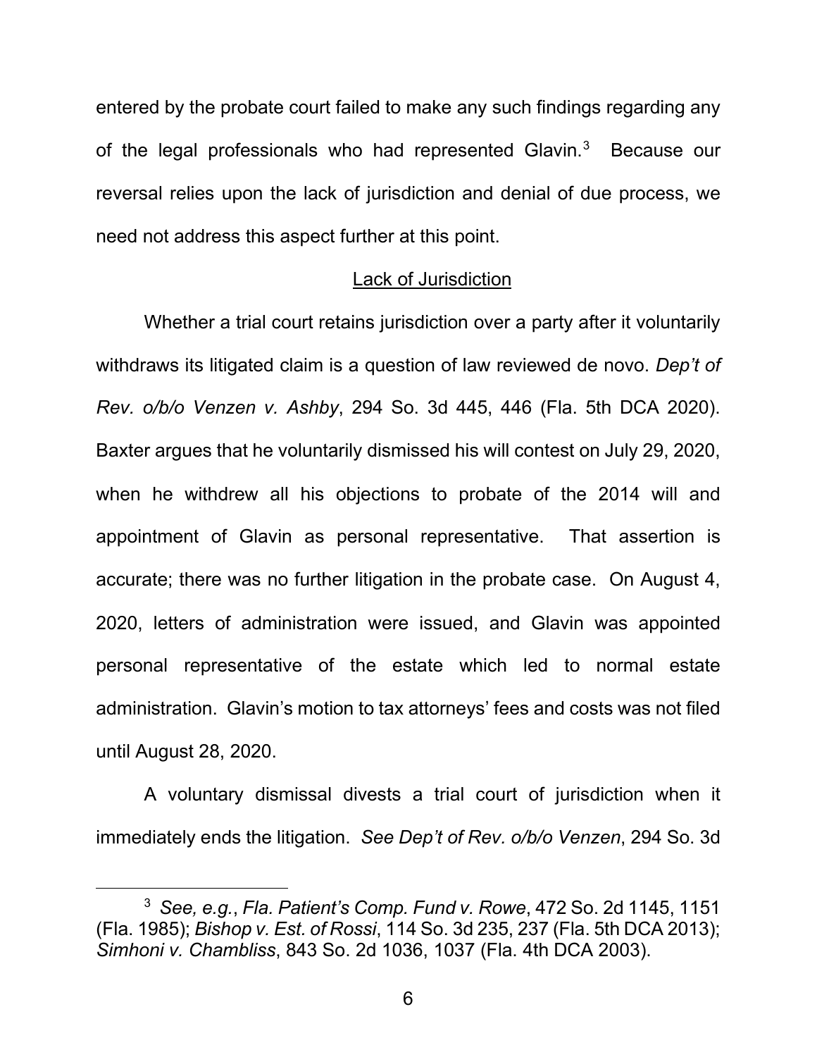entered by the probate court failed to make any such findings regarding any of the legal professionals who had represented Glavin.[3] Because our reversal relies upon the lack of jurisdiction and denial of due process, we need not address this aspect further at this point.

## Lack of Jurisdiction

Whether a trial court retains jurisdiction over a party after it voluntarily withdraws its litigated claim is a question of law reviewed de novo. *Dep't of Rev. o/b/o Venzen v. Ashby*, 294 So. 3d 445, 446 (Fla. 5th DCA 2020). Baxter argues that he voluntarily dismissed his will contest on July 29, 2020, when he withdrew all his objections to probate of the 2014 will and appointment of Glavin as personal representative. That assertion is accurate; there was no further litigation in the probate case. On August 4, 2020, letters of administration were issued, and Glavin was appointed personal representative of the estate which led to normal estate administration. Glavin's motion to tax attorneys' fees and costs was not filed until August 28, 2020.

A voluntary dismissal divests a trial court of jurisdiction when it immediately ends the litigation. *See Dep't of Rev. o/b/o Venzen*, 294 So. 3d

---

[3] *See, e.g.*, *Fla. Patient's Comp. Fund v. Rowe*, 472 So. 2d 1145, 1151 (Fla. 1985); *Bishop v. Est. of Rossi*, 114 So. 3d 235, 237 (Fla. 5th DCA 2013); *Simhoni v. Chambliss*, 843 So. 2d 1036, 1037 (Fla. 4th DCA 2003).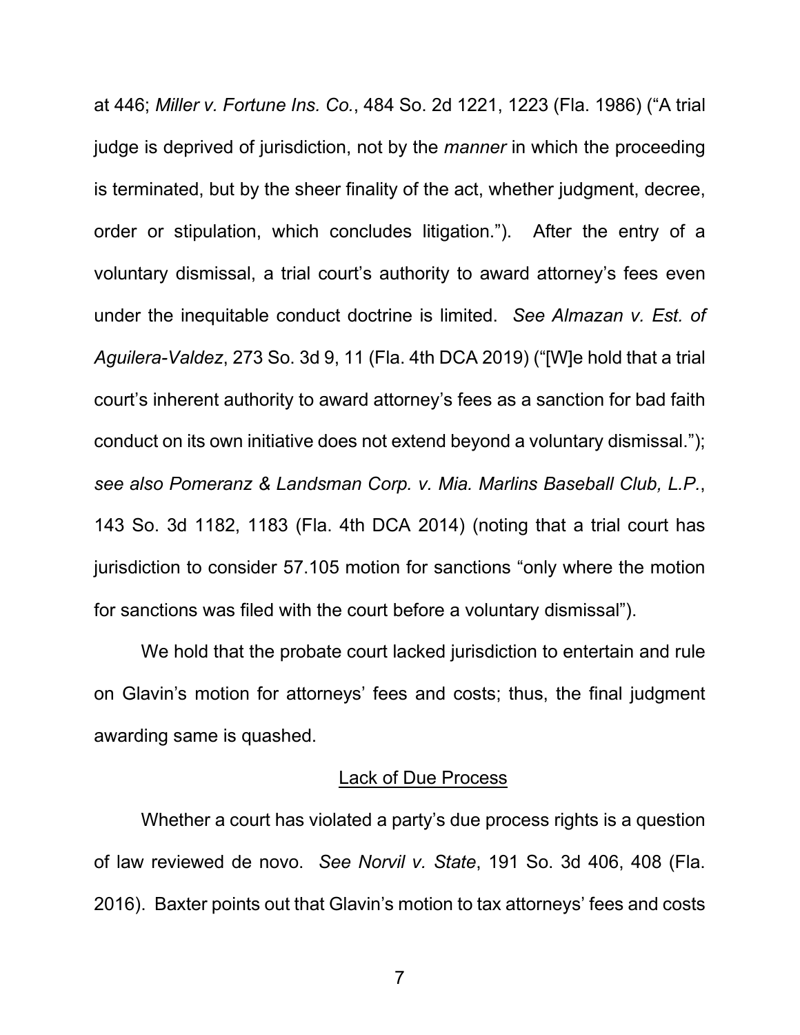at 446; *Miller v. Fortune Ins. Co.*, 484 So. 2d 1221, 1223 (Fla. 1986) ("A trial judge is deprived of jurisdiction, not by the *manner* in which the proceeding is terminated, but by the sheer finality of the act, whether judgment, decree, order or stipulation, which concludes litigation."). After the entry of a voluntary dismissal, a trial court's authority to award attorney's fees even under the inequitable conduct doctrine is limited. *See Almazan v. Est. of Aguilera-Valdez*, 273 So. 3d 9, 11 (Fla. 4th DCA 2019) ("[W]e hold that a trial court's inherent authority to award attorney's fees as a sanction for bad faith conduct on its own initiative does not extend beyond a voluntary dismissal."); *see also Pomeranz & Landsman Corp. v. Mia. Marlins Baseball Club, L.P.*, 143 So. 3d 1182, 1183 (Fla. 4th DCA 2014) (noting that a trial court has jurisdiction to consider 57.105 motion for sanctions "only where the motion for sanctions was filed with the court before a voluntary dismissal").

We hold that the probate court lacked jurisdiction to entertain and rule on Glavin's motion for attorneys' fees and costs; thus, the final judgment awarding same is quashed.

## Lack of Due Process

Whether a court has violated a party's due process rights is a question of law reviewed de novo. *See Norvil v. State*, 191 So. 3d 406, 408 (Fla. 2016). Baxter points out that Glavin's motion to tax attorneys' fees and costs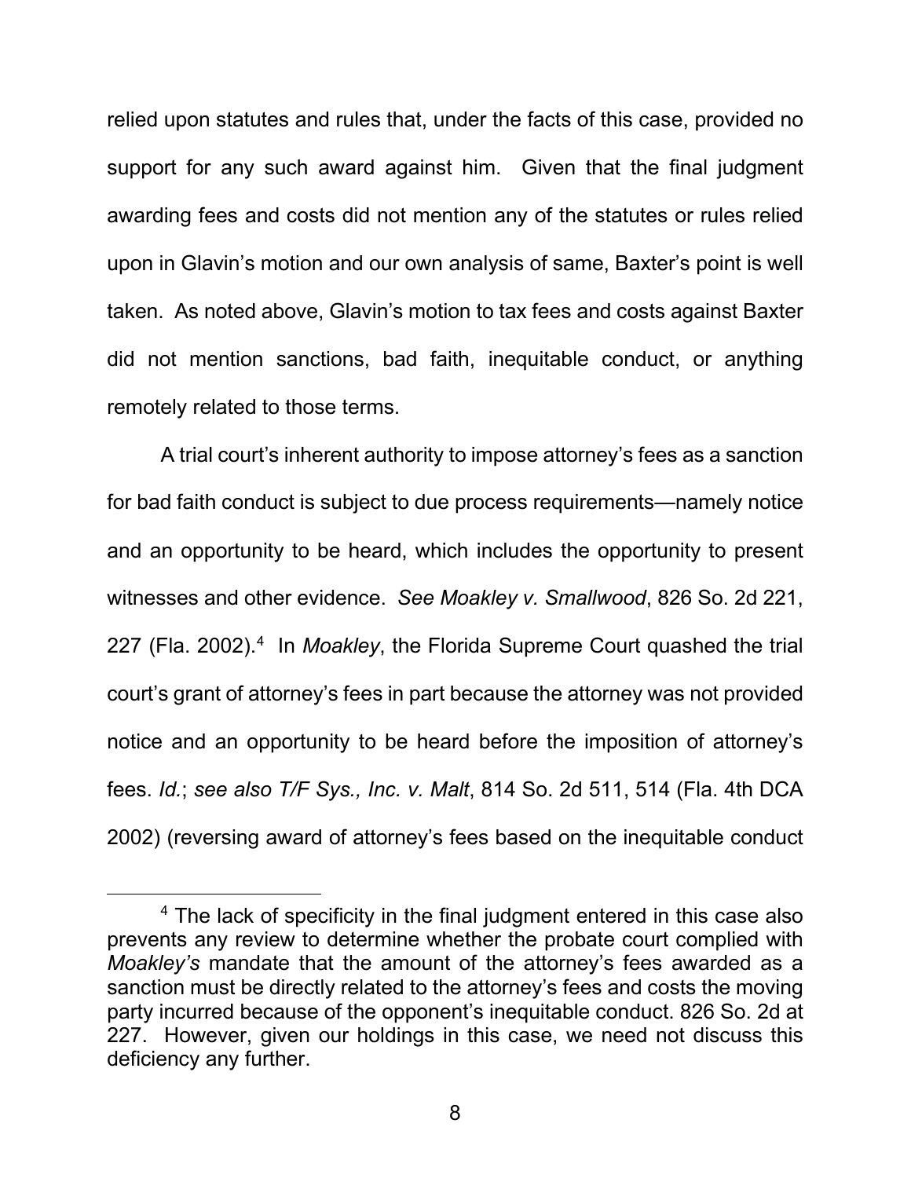relied upon statutes and rules that, under the facts of this case, provided no support for any such award against him. Given that the final judgment awarding fees and costs did not mention any of the statutes or rules relied upon in Glavin's motion and our own analysis of same, Baxter's point is well taken. As noted above, Glavin's motion to tax fees and costs against Baxter did not mention sanctions, bad faith, inequitable conduct, or anything remotely related to those terms.

A trial court's inherent authority to impose attorney's fees as a sanction for bad faith conduct is subject to due process requirements—namely notice and an opportunity to be heard, which includes the opportunity to present witnesses and other evidence. *See Moakley v. Smallwood*, 826 So. 2d 221, 227 (Fla. 2002).[4] In *Moakley*, the Florida Supreme Court quashed the trial court's grant of attorney's fees in part because the attorney was not provided notice and an opportunity to be heard before the imposition of attorney's fees. *Id.*; *see also T/F Sys., Inc. v. Malt*, 814 So. 2d 511, 514 (Fla. 4th DCA 2002) (reversing award of attorney's fees based on the inequitable conduct

---

[4] The lack of specificity in the final judgment entered in this case also prevents any review to determine whether the probate court complied with *Moakley's* mandate that the amount of the attorney's fees awarded as a sanction must be directly related to the attorney's fees and costs the moving party incurred because of the opponent's inequitable conduct. 826 So. 2d at 227. However, given our holdings in this case, we need not discuss this deficiency any further.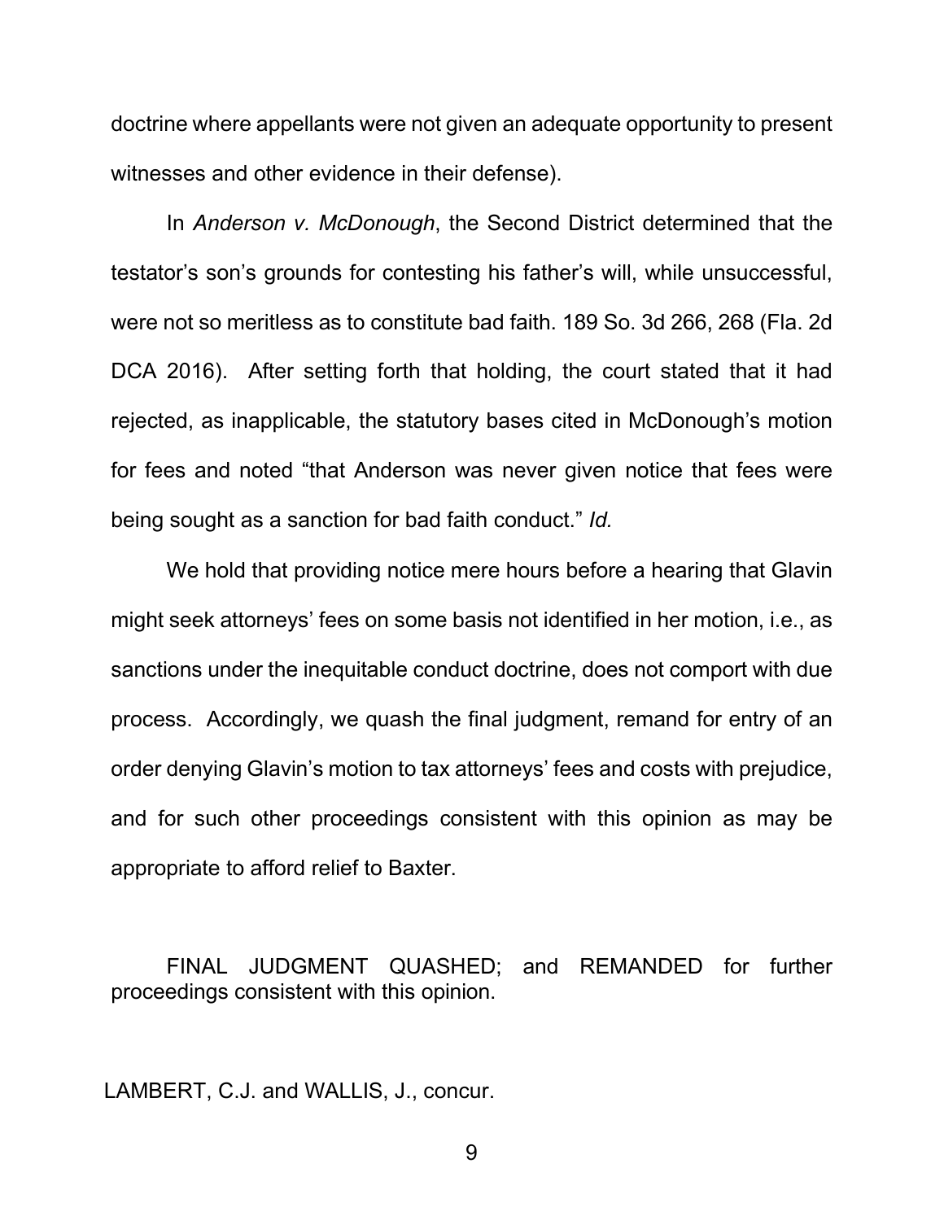doctrine where appellants were not given an adequate opportunity to present witnesses and other evidence in their defense).

In *Anderson v. McDonough*, the Second District determined that the testator's son's grounds for contesting his father's will, while unsuccessful, were not so meritless as to constitute bad faith. 189 So. 3d 266, 268 (Fla. 2d DCA 2016). After setting forth that holding, the court stated that it had rejected, as inapplicable, the statutory bases cited in McDonough's motion for fees and noted "that Anderson was never given notice that fees were being sought as a sanction for bad faith conduct." *Id.*

We hold that providing notice mere hours before a hearing that Glavin might seek attorneys' fees on some basis not identified in her motion, i.e., as sanctions under the inequitable conduct doctrine, does not comport with due process. Accordingly, we quash the final judgment, remand for entry of an order denying Glavin's motion to tax attorneys' fees and costs with prejudice, and for such other proceedings consistent with this opinion as may be appropriate to afford relief to Baxter.

FINAL JUDGMENT QUASHED; and REMANDED for further proceedings consistent with this opinion.

LAMBERT, C.J. and WALLIS, J., concur.